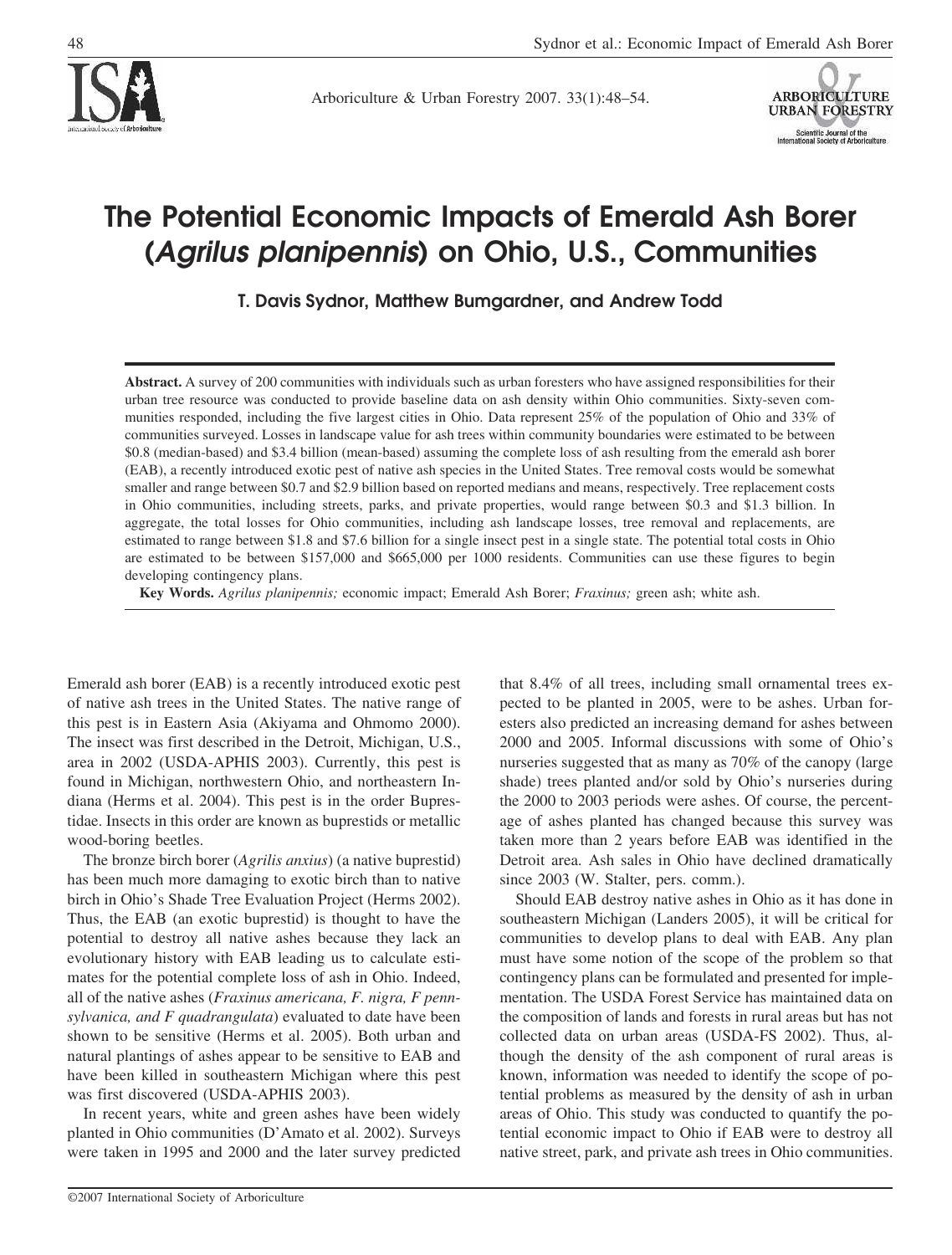# The Potential Economic Impacts of Emerald Ash Borer (*Agrilus planipennis*) on Ohio, U.S., Communities

**T. Davis Sydnor, Matthew Bumgardner, and Andrew Todd**

**Abstract.** A survey of 200 communities with individuals such as urban foresters who have assigned responsibilities for their urban tree resource was conducted to provide baseline data on ash density within Ohio communities. Sixty-seven communities responded, including the five largest cities in Ohio. Data represent 25% of the population of Ohio and 33% of communities surveyed. Losses in landscape value for ash trees within community boundaries were estimated to be between \$0.8 (median-based) and \$3.4 billion (mean-based) assuming the complete loss of ash resulting from the emerald ash borer (EAB), a recently introduced exotic pest of native ash species in the United States. Tree removal costs would be somewhat smaller and range between \$0.7 and \$2.9 billion based on reported medians and means, respectively. Tree replacement costs in Ohio communities, including streets, parks, and private properties, would range between \$0.3 and \$1.3 billion. In aggregate, the total losses for Ohio communities, including ash landscape losses, tree removal and replacements, are estimated to range between \$1.8 and \$7.6 billion for a single insect pest in a single state. The potential total costs in Ohio are estimated to be between \$157,000 and \$665,000 per 1000 residents. Communities can use these figures to begin developing contingency plans.

**Key Words.** *Agrilus planipennis;* economic impact; Emerald Ash Borer; *Fraxinus;* green ash; white ash.

Emerald ash borer (EAB) is a recently introduced exotic pest of native ash trees in the United States. The native range of this pest is in Eastern Asia (Akiyama and Ohmomo 2000). The insect was first described in the Detroit, Michigan, U.S., area in 2002 (USDA-APHIS 2003). Currently, this pest is found in Michigan, northwestern Ohio, and northeastern Indiana (Herms et al. 2004). This pest is in the order Buprestidae. Insects in this order are known as buprestids or metallic wood-boring beetles.

The bronze birch borer (*Agrilis anxius*) (a native buprestid) has been much more damaging to exotic birch than to native birch in Ohio's Shade Tree Evaluation Project (Herms 2002). Thus, the EAB (an exotic buprestid) is thought to have the potential to destroy all native ashes because they lack an evolutionary history with EAB leading us to calculate estimates for the potential complete loss of ash in Ohio. Indeed, all of the native ashes (*Fraxinus americana, F. nigra, F pennsylvanica, and F quadrangulata*) evaluated to date have been shown to be sensitive (Herms et al. 2005). Both urban and natural plantings of ashes appear to be sensitive to EAB and have been killed in southeastern Michigan where this pest was first discovered (USDA-APHIS 2003).

In recent years, white and green ashes have been widely planted in Ohio communities (D'Amato et al. 2002). Surveys were taken in 1995 and 2000 and the later survey predicted that 8.4% of all trees, including small ornamental trees expected to be planted in 2005, were to be ashes. Urban foresters also predicted an increasing demand for ashes between 2000 and 2005. Informal discussions with some of Ohio's nurseries suggested that as many as 70% of the canopy (large shade) trees planted and/or sold by Ohio's nurseries during the 2000 to 2003 periods were ashes. Of course, the percentage of ashes planted has changed because this survey was taken more than 2 years before EAB was identified in the Detroit area. Ash sales in Ohio have declined dramatically since 2003 (W. Stalter, pers. comm.).

Should EAB destroy native ashes in Ohio as it has done in southeastern Michigan (Landers 2005), it will be critical for communities to develop plans to deal with EAB. Any plan must have some notion of the scope of the problem so that contingency plans can be formulated and presented for implementation. The USDA Forest Service has maintained data on the composition of lands and forests in rural areas but has not collected data on urban areas (USDA-FS 2002). Thus, although the density of the ash component of rural areas is known, information was needed to identify the scope of potential problems as measured by the density of ash in urban areas of Ohio. This study was conducted to quantify the potential economic impact to Ohio if EAB were to destroy all native street, park, and private ash trees in Ohio communities.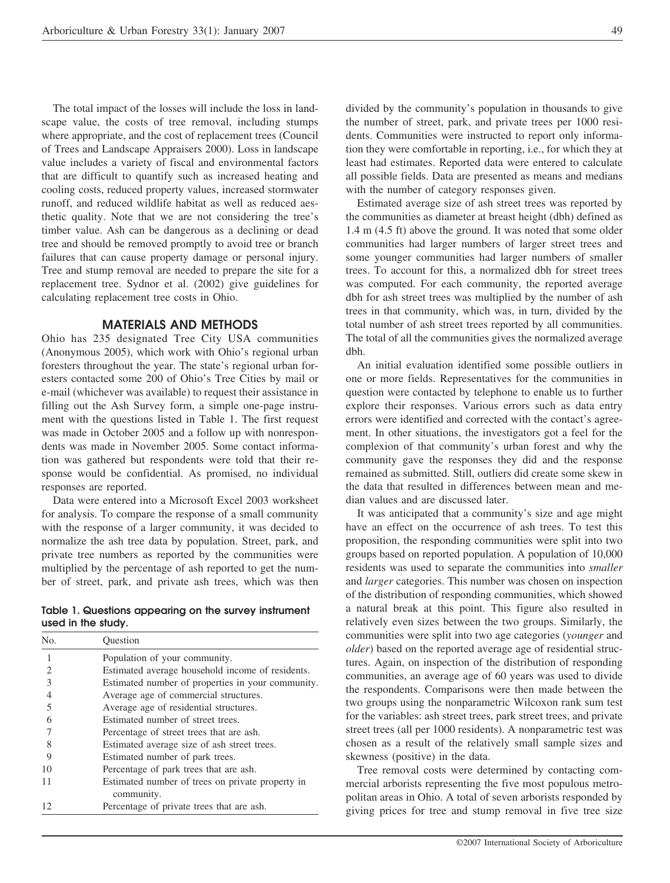The total impact of the losses will include the loss in landscape value, the costs of tree removal, including stumps where appropriate, and the cost of replacement trees (Council of Trees and Landscape Appraisers 2000). Loss in landscape value includes a variety of fiscal and environmental factors that are difficult to quantify such as increased heating and cooling costs, reduced property values, increased stormwater runoff, and reduced wildlife habitat as well as reduced aesthetic quality. Note that we are not considering the tree's timber value. Ash can be dangerous as a declining or dead tree and should be removed promptly to avoid tree or branch failures that can cause property damage or personal injury. Tree and stump removal are needed to prepare the site for a replacement tree. Sydnor et al. (2002) give guidelines for calculating replacement tree costs in Ohio.

## MATERIALS AND METHODS

Ohio has 235 designated Tree City USA communities (Anonymous 2005), which work with Ohio's regional urban foresters throughout the year. The state's regional urban foresters contacted some 200 of Ohio's Tree Cities by mail or e-mail (whichever was available) to request their assistance in filling out the Ash Survey form, a simple one-page instrument with the questions listed in Table 1. The first request was made in October 2005 and a follow up with nonrespondents was made in November 2005. Some contact information was gathered but respondents were told that their response would be confidential. As promised, no individual responses are reported.

Data were entered into a Microsoft Excel 2003 worksheet for analysis. To compare the response of a small community with the response of a larger community, it was decided to normalize the ash tree data by population. Street, park, and private tree numbers as reported by the communities were multiplied by the percentage of ash reported to get the number of street, park, and private ash trees, which was then divided by the community's population in thousands to give the number of street, park, and private trees per 1000 residents. Communities were instructed to report only information they were comfortable in reporting, i.e., for which they at least had estimates. Reported data were entered to calculate all possible fields. Data are presented as means and medians with the number of category responses given.

**Table 1. Questions appearing on the survey instrument used in the study.**

| No. | Question |
|---|---|
| 1 | Population of your community. |
| 2 | Estimated average household income of residents. |
| 3 | Estimated number of properties in your community. |
| 4 | Average age of commercial structures. |
| 5 | Average age of residential structures. |
| 6 | Estimated number of street trees. |
| 7 | Percentage of street trees that are ash. |
| 8 | Estimated average size of ash street trees. |
| 9 | Estimated number of park trees. |
| 10 | Percentage of park trees that are ash. |
| 11 | Estimated number of trees on private property in community. |
| 12 | Percentage of private trees that are ash. |

Estimated average size of ash street trees was reported by the communities as diameter at breast height (dbh) defined as 1.4 m (4.5 ft) above the ground. It was noted that some older communities had larger numbers of larger street trees and some younger communities had larger numbers of smaller trees. To account for this, a normalized dbh for street trees was computed. For each community, the reported average dbh for ash street trees was multiplied by the number of ash trees in that community, which was, in turn, divided by the total number of ash street trees reported by all communities. The total of all the communities gives the normalized average dbh.

An initial evaluation identified some possible outliers in one or more fields. Representatives for the communities in question were contacted by telephone to enable us to further explore their responses. Various errors such as data entry errors were identified and corrected with the contact's agreement. In other situations, the investigators got a feel for the complexion of that community's urban forest and why the community gave the responses they did and the response remained as submitted. Still, outliers did create some skew in the data that resulted in differences between mean and median values and are discussed later.

It was anticipated that a community's size and age might have an effect on the occurrence of ash trees. To test this proposition, the responding communities were split into two groups based on reported population. A population of 10,000 residents was used to separate the communities into *smaller* and *larger* categories. This number was chosen on inspection of the distribution of responding communities, which showed a natural break at this point. This figure also resulted in relatively even sizes between the two groups. Similarly, the communities were split into two age categories (*younger* and *older*) based on the reported average age of residential structures. Again, on inspection of the distribution of responding communities, an average age of 60 years was used to divide the respondents. Comparisons were then made between the two groups using the nonparametric Wilcoxon rank sum test for the variables: ash street trees, park street trees, and private street trees (all per 1000 residents). A nonparametric test was chosen as a result of the relatively small sample sizes and skewness (positive) in the data.

Tree removal costs were determined by contacting commercial arborists representing the five most populous metropolitan areas in Ohio. A total of seven arborists responded by giving prices for tree and stump removal in five tree size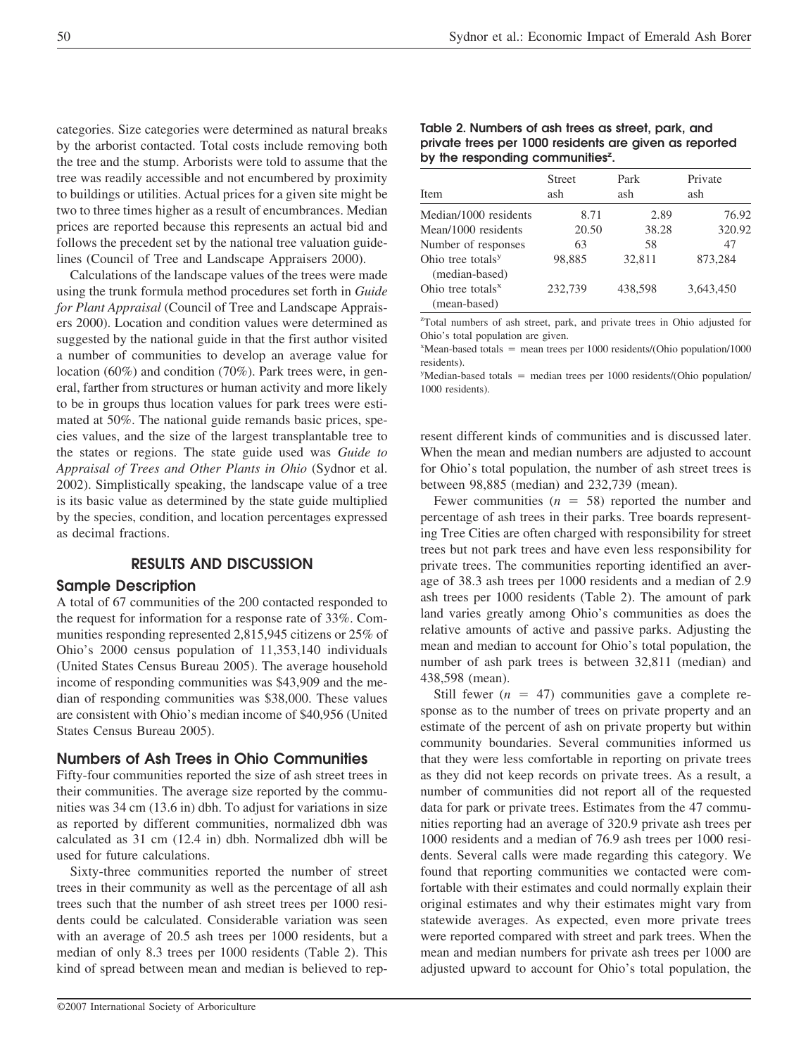categories. Size categories were determined as natural breaks by the arborist contacted. Total costs include removing both the tree and the stump. Arborists were told to assume that the tree was readily accessible and not encumbered by proximity to buildings or utilities. Actual prices for a given site might be two to three times higher as a result of encumbrances. Median prices are reported because this represents an actual bid and follows the precedent set by the national tree valuation guidelines (Council of Tree and Landscape Appraisers 2000).

Calculations of the landscape values of the trees were made using the trunk formula method procedures set forth in *Guide for Plant Appraisal* (Council of Tree and Landscape Appraisers 2000). Location and condition values were determined as suggested by the national guide in that the first author visited a number of communities to develop an average value for location (60%) and condition (70%). Park trees were, in general, farther from structures or human activity and more likely to be in groups thus location values for park trees were estimated at 50%. The national guide remands basic prices, species values, and the size of the largest transplantable tree to the states or regions. The state guide used was *Guide to Appraisal of Trees and Other Plants in Ohio* (Sydnor et al. 2002). Simplistically speaking, the landscape value of a tree is its basic value as determined by the state guide multiplied by the species, condition, and location percentages expressed as decimal fractions.

## RESULTS AND DISCUSSION

### Sample Description

A total of 67 communities of the 200 contacted responded to the request for information for a response rate of 33%. Communities responding represented 2,815,945 citizens or 25% of Ohio's 2000 census population of 11,353,140 individuals (United States Census Bureau 2005). The average household income of responding communities was $43,909 and the median of responding communities was $38,000. These values are consistent with Ohio's median income of $40,956 (United States Census Bureau 2005).

### Numbers of Ash Trees in Ohio Communities

Fifty-four communities reported the size of ash street trees in their communities. The average size reported by the communities was 34 cm (13.6 in) dbh. To adjust for variations in size as reported by different communities, normalized dbh was calculated as 31 cm (12.4 in) dbh. Normalized dbh will be used for future calculations.

Sixty-three communities reported the number of street trees in their community as well as the percentage of all ash trees such that the number of ash street trees per 1000 residents could be calculated. Considerable variation was seen with an average of 20.5 ash trees per 1000 residents, but a median of only 8.3 trees per 1000 residents (Table 2). This kind of spread between mean and median is believed to represent different kinds of communities and is discussed later. When the mean and median numbers are adjusted to account for Ohio's total population, the number of ash street trees is between 98,885 (median) and 232,739 (mean).

**Table 2. Numbers of ash trees as street, park, and private trees per 1000 residents are given as reported by the responding communities[z].**

| Item | Street ash | Park ash | Private ash |
|---|---|---|---|
| Median/1000 residents | 8.71 | 2.89 | 76.92 |
| Mean/1000 residents | 20.50 | 38.28 | 320.92 |
| Number of responses | 63 | 58 | 47 |
| Ohio tree totals[y] (median-based) | 98,885 | 32,811 | 873,284 |
| Ohio tree totals[x] (mean-based) | 232,739 | 438,598 | 3,643,450 |

[z]Total numbers of ash street, park, and private trees in Ohio adjusted for Ohio's total population are given.

[x]Mean-based totals = mean trees per 1000 residents/(Ohio population/1000 residents).

[y]Median-based totals = median trees per 1000 residents/(Ohio population/1000 residents).

Fewer communities ($n = 58$) reported the number and percentage of ash trees in their parks. Tree boards representing Tree Cities are often charged with responsibility for street trees but not park trees and have even less responsibility for private trees. The communities reporting identified an average of 38.3 ash trees per 1000 residents and a median of 2.9 ash trees per 1000 residents (Table 2). The amount of park land varies greatly among Ohio's communities as does the relative amounts of active and passive parks. Adjusting the mean and median to account for Ohio's total population, the number of ash park trees is between 32,811 (median) and 438,598 (mean).

Still fewer ($n = 47$) communities gave a complete response as to the number of trees on private property and an estimate of the percent of ash on private property but within community boundaries. Several communities informed us that they were less comfortable in reporting on private trees as they did not keep records on private trees. As a result, a number of communities did not report all of the requested data for park or private trees. Estimates from the 47 communities reporting had an average of 320.9 private ash trees per 1000 residents and a median of 76.9 ash trees per 1000 residents. Several calls were made regarding this category. We found that reporting communities we contacted were comfortable with their estimates and could normally explain their original estimates and why their estimates might vary from statewide averages. As expected, even more private trees were reported compared with street and park trees. When the mean and median numbers for private ash trees per 1000 are adjusted upward to account for Ohio's total population, the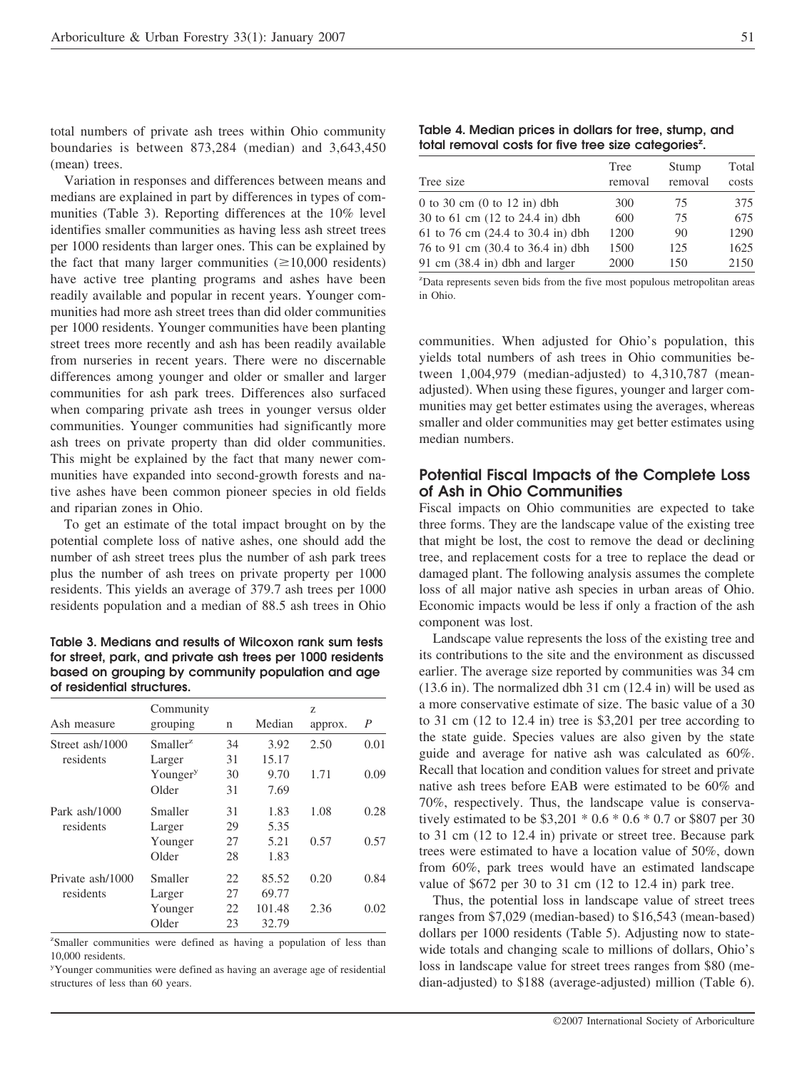total numbers of private ash trees within Ohio community boundaries is between 873,284 (median) and 3,643,450 (mean) trees.

Variation in responses and differences between means and medians are explained in part by differences in types of communities (Table 3). Reporting differences at the 10% level identifies smaller communities as having less ash street trees per 1000 residents than larger ones. This can be explained by the fact that many larger communities (≥10,000 residents) have active tree planting programs and ashes have been readily available and popular in recent years. Younger communities had more ash street trees than did older communities per 1000 residents. Younger communities have been planting street trees more recently and ash has been readily available from nurseries in recent years. There were no discernable differences among younger and older or smaller and larger communities for ash park trees. Differences also surfaced when comparing private ash trees in younger versus older communities. Younger communities had significantly more ash trees on private property than did older communities. This might be explained by the fact that many newer communities have expanded into second-growth forests and native ashes have been common pioneer species in old fields and riparian zones in Ohio.

To get an estimate of the total impact brought on by the potential complete loss of native ashes, one should add the number of ash street trees plus the number of ash park trees plus the number of ash trees on private property per 1000 residents. This yields an average of 379.7 ash trees per 1000 residents population and a median of 88.5 ash trees in Ohio communities. When adjusted for Ohio's population, this yields total numbers of ash trees in Ohio communities between 1,004,979 (median-adjusted) to 4,310,787 (mean-adjusted). When using these figures, younger and larger communities may get better estimates using the averages, whereas smaller and older communities may get better estimates using median numbers.

**Table 3. Medians and results of Wilcoxon rank sum tests for street, park, and private ash trees per 1000 residents based on grouping by community population and age of residential structures.**

| Ash measure | Community grouping | n | Median | z approx. | *P* |
|---|---|---|---|---|---|
| Street ash/1000 residents | Smaller[z] | 34 | 3.92 | 2.50 | 0.01 |
| | Larger | 31 | 15.17 | | |
| | Younger[y] | 30 | 9.70 | 1.71 | 0.09 |
| | Older | 31 | 7.69 | | |
| Park ash/1000 residents | Smaller | 31 | 1.83 | 1.08 | 0.28 |
| | Larger | 29 | 5.35 | | |
| | Younger | 27 | 5.21 | 0.57 | 0.57 |
| | Older | 28 | 1.83 | | |
| Private ash/1000 residents | Smaller | 22 | 85.52 | 0.20 | 0.84 |
| | Larger | 27 | 69.77 | | |
| | Younger | 22 | 101.48 | 2.36 | 0.02 |
| | Older | 23 | 32.79 | | |

[z]Smaller communities were defined as having a population of less than 10,000 residents.

[y]Younger communities were defined as having an average age of residential structures of less than 60 years.

**Table 4. Median prices in dollars for tree, stump, and total removal costs for five tree size categories[z].**

| Tree size | Tree removal | Stump removal | Total costs |
|---|---|---|---|
| 0 to 30 cm (0 to 12 in) dbh | 300 | 75 | 375 |
| 30 to 61 cm (12 to 24.4 in) dbh | 600 | 75 | 675 |
| 61 to 76 cm (24.4 to 30.4 in) dbh | 1200 | 90 | 1290 |
| 76 to 91 cm (30.4 to 36.4 in) dbh | 1500 | 125 | 1625 |
| 91 cm (38.4 in) dbh and larger | 2000 | 150 | 2150 |

[z]Data represents seven bids from the five most populous metropolitan areas in Ohio.

## Potential Fiscal Impacts of the Complete Loss of Ash in Ohio Communities

Fiscal impacts on Ohio communities are expected to take three forms. They are the landscape value of the existing tree that might be lost, the cost to remove the dead or declining tree, and replacement costs for a tree to replace the dead or damaged plant. The following analysis assumes the complete loss of all major native ash species in urban areas of Ohio. Economic impacts would be less if only a fraction of the ash component was lost.

Landscape value represents the loss of the existing tree and its contributions to the site and the environment as discussed earlier. The average size reported by communities was 34 cm (13.6 in). The normalized dbh 31 cm (12.4 in) will be used as a more conservative estimate of size. The basic value of a 30 to 31 cm (12 to 12.4 in) tree is $3,201 per tree according to the state guide. Species values are also given by the state guide and average for native ash was calculated as 60%. Recall that location and condition values for street and private native ash trees before EAB were estimated to be 60% and 70%, respectively. Thus, the landscape value is conservatively estimated to be $3,201 * 0.6 * 0.6 * 0.7 or $807 per 30 to 31 cm (12 to 12.4 in) private or street tree. Because park trees were estimated to have a location value of 50%, down from 60%, park trees would have an estimated landscape value of $672 per 30 to 31 cm (12 to 12.4 in) park tree.

Thus, the potential loss in landscape value of street trees ranges from $7,029 (median-based) to $16,543 (mean-based) dollars per 1000 residents (Table 5). Adjusting now to statewide totals and changing scale to millions of dollars, Ohio's loss in landscape value for street trees ranges from $80 (median-adjusted) to $188 (average-adjusted) million (Table 6).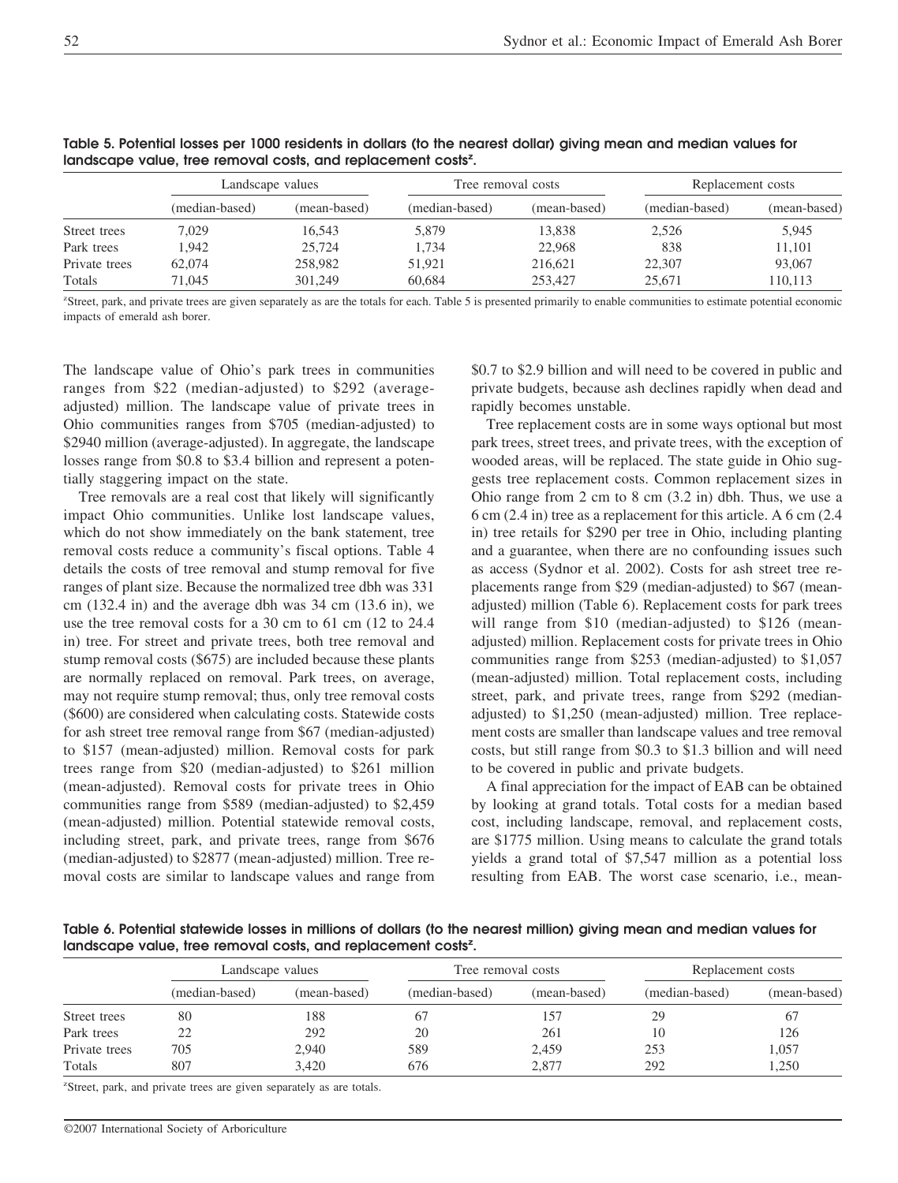**Table 5. Potential losses per 1000 residents in dollars (to the nearest dollar) giving mean and median values for landscape value, tree removal costs, and replacement costs[z].**

| | Landscape values | | Tree removal costs | | Replacement costs | |
|---|---|---|---|---|---|---|
| | (median-based) | (mean-based) | (median-based) | (mean-based) | (median-based) | (mean-based) |
| Street trees | 7,029 | 16,543 | 5,879 | 13,838 | 2,526 | 5,945 |
| Park trees | 1,942 | 25,724 | 1,734 | 22,968 | 838 | 11,101 |
| Private trees | 62,074 | 258,982 | 51,921 | 216,621 | 22,307 | 93,067 |
| Totals | 71,045 | 301,249 | 60,684 | 253,427 | 25,671 | 110,113 |

[z]Street, park, and private trees are given separately as are the totals for each. Table 5 is presented primarily to enable communities to estimate potential economic impacts of emerald ash borer.

The landscape value of Ohio's park trees in communities ranges from $22 (median-adjusted) to $292 (average-adjusted) million. The landscape value of private trees in Ohio communities ranges from $705 (median-adjusted) to $2940 million (average-adjusted). In aggregate, the landscape losses range from $0.8 to $3.4 billion and represent a potentially staggering impact on the state.

Tree removals are a real cost that likely will significantly impact Ohio communities. Unlike lost landscape values, which do not show immediately on the bank statement, tree removal costs reduce a community's fiscal options. Table 4 details the costs of tree removal and stump removal for five ranges of plant size. Because the normalized tree dbh was 331 cm (132.4 in) and the average dbh was 34 cm (13.6 in), we use the tree removal costs for a 30 cm to 61 cm (12 to 24.4 in) tree. For street and private trees, both tree removal and stump removal costs ($675) are included because these plants are normally replaced on removal. Park trees, on average, may not require stump removal; thus, only tree removal costs ($600) are considered when calculating costs. Statewide costs for ash street tree removal range from $67 (median-adjusted) to $157 (mean-adjusted) million. Removal costs for park trees range from $20 (median-adjusted) to $261 million (mean-adjusted). Removal costs for private trees in Ohio communities range from $589 (median-adjusted) to $2,459 (mean-adjusted) million. Potential statewide removal costs, including street, park, and private trees, range from $676 (median-adjusted) to $2877 (mean-adjusted) million. Tree removal costs are similar to landscape values and range from $0.7 to $2.9 billion and will need to be covered in public and private budgets, because ash declines rapidly when dead and rapidly becomes unstable.

Tree replacement costs are in some ways optional but most park trees, street trees, and private trees, with the exception of wooded areas, will be replaced. The state guide in Ohio suggests tree replacement costs. Common replacement sizes in Ohio range from 2 cm to 8 cm (3.2 in) dbh. Thus, we use a 6 cm (2.4 in) tree as a replacement for this article. A 6 cm (2.4 in) tree retails for $290 per tree in Ohio, including planting and a guarantee, when there are no confounding issues such as access (Sydnor et al. 2002). Costs for ash street tree replacements range from $29 (median-adjusted) to $67 (mean-adjusted) million (Table 6). Replacement costs for park trees will range from $10 (median-adjusted) to $126 (mean-adjusted) million. Replacement costs for private trees in Ohio communities range from $253 (median-adjusted) to $1,057 (mean-adjusted) million. Total replacement costs, including street, park, and private trees, range from $292 (median-adjusted) to $1,250 (mean-adjusted) million. Tree replacement costs are smaller than landscape values and tree removal costs, but still range from $0.3 to $1.3 billion and will need to be covered in public and private budgets.

A final appreciation for the impact of EAB can be obtained by looking at grand totals. Total costs for a median based cost, including landscape, removal, and replacement costs, are $1775 million. Using means to calculate the grand totals yields a grand total of $7,547 million as a potential loss resulting from EAB. The worst case scenario, i.e., mean-

**Table 6. Potential statewide losses in millions of dollars (to the nearest million) giving mean and median values for landscape value, tree removal costs, and replacement costs[z].**

| | Landscape values | | Tree removal costs | | Replacement costs | |
|---|---|---|---|---|---|---|
| | (median-based) | (mean-based) | (median-based) | (mean-based) | (median-based) | (mean-based) |
| Street trees | 80 | 188 | 67 | 157 | 29 | 67 |
| Park trees | 22 | 292 | 20 | 261 | 10 | 126 |
| Private trees | 705 | 2,940 | 589 | 2,459 | 253 | 1,057 |
| Totals | 807 | 3,420 | 676 | 2,877 | 292 | 1,250 |

[z]Street, park, and private trees are given separately as are totals.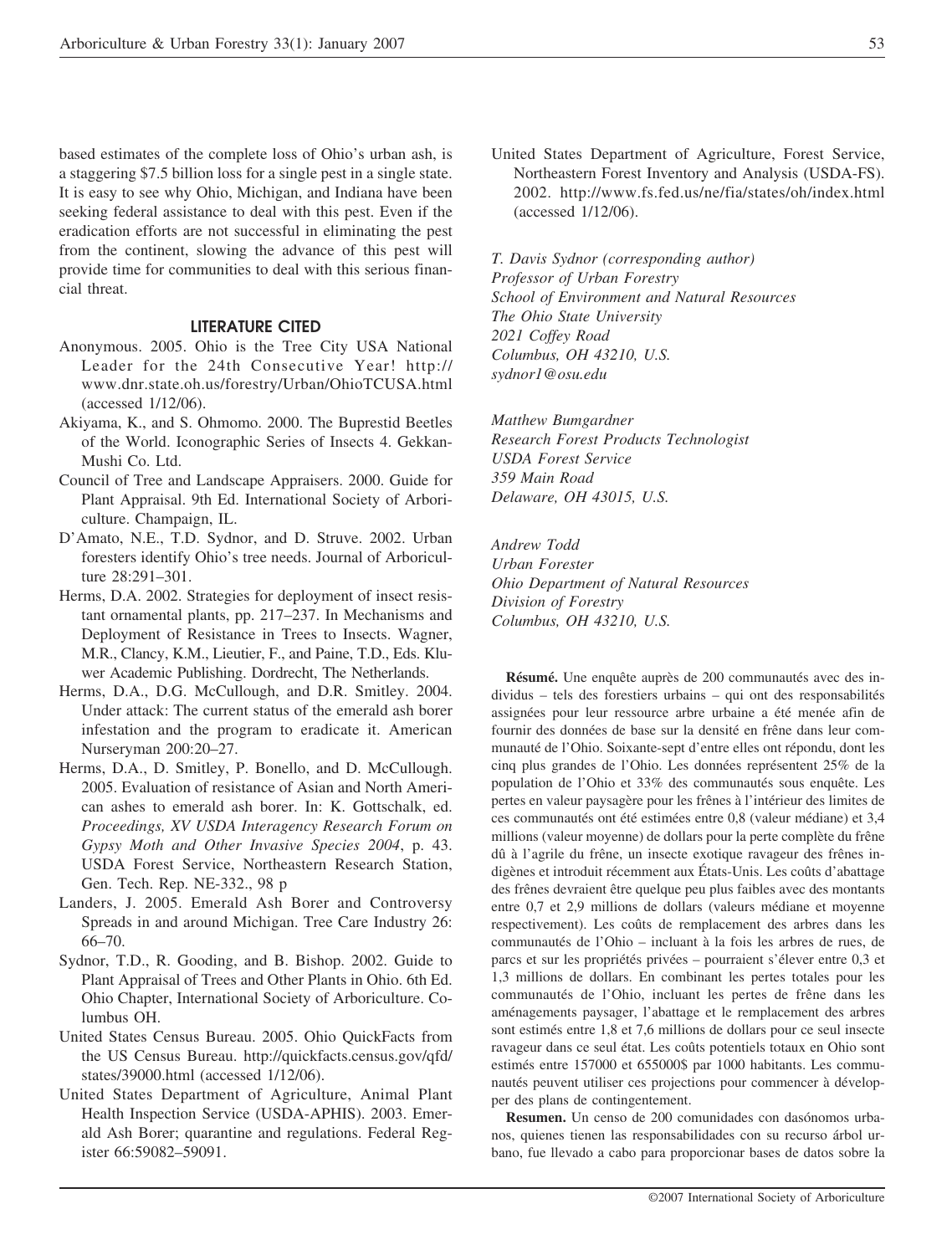based estimates of the complete loss of Ohio's urban ash, is a staggering $7.5 billion loss for a single pest in a single state. It is easy to see why Ohio, Michigan, and Indiana have been seeking federal assistance to deal with this pest. Even if the eradication efforts are not successful in eliminating the pest from the continent, slowing the advance of this pest will provide time for communities to deal with this serious financial threat.

### LITERATURE CITED

Anonymous. 2005. Ohio is the Tree City USA National Leader for the 24th Consecutive Year! http://www.dnr.state.oh.us/forestry/Urban/OhioTCUSA.html (accessed 1/12/06).

Akiyama, K., and S. Ohmomo. 2000. The Buprestid Beetles of the World. Iconographic Series of Insects 4. Gekkan-Mushi Co. Ltd.

Council of Tree and Landscape Appraisers. 2000. Guide for Plant Appraisal. 9th Ed. International Society of Arboriculture. Champaign, IL.

D'Amato, N.E., T.D. Sydnor, and D. Struve. 2002. Urban foresters identify Ohio's tree needs. Journal of Arboriculture 28:291–301.

Herms, D.A. 2002. Strategies for deployment of insect resistant ornamental plants, pp. 217–237. In Mechanisms and Deployment of Resistance in Trees to Insects. Wagner, M.R., Clancy, K.M., Lieutier, F., and Paine, T.D., Eds. Kluwer Academic Publishing. Dordrecht, The Netherlands.

Herms, D.A., D.G. McCullough, and D.R. Smitley. 2004. Under attack: The current status of the emerald ash borer infestation and the program to eradicate it. American Nurseryman 200:20–27.

Herms, D.A., D. Smitley, P. Bonello, and D. McCullough. 2005. Evaluation of resistance of Asian and North American ashes to emerald ash borer. In: K. Gottschalk, ed. *Proceedings, XV USDA Interagency Research Forum on Gypsy Moth and Other Invasive Species 2004*, p. 43. USDA Forest Service, Northeastern Research Station, Gen. Tech. Rep. NE-332., 98 p

Landers, J. 2005. Emerald Ash Borer and Controversy Spreads in and around Michigan. Tree Care Industry 26: 66–70.

Sydnor, T.D., R. Gooding, and B. Bishop. 2002. Guide to Plant Appraisal of Trees and Other Plants in Ohio. 6th Ed. Ohio Chapter, International Society of Arboriculture. Columbus OH.

United States Census Bureau. 2005. Ohio QuickFacts from the US Census Bureau. http://quickfacts.census.gov/qfd/states/39000.html (accessed 1/12/06).

United States Department of Agriculture, Animal Plant Health Inspection Service (USDA-APHIS). 2003. Emerald Ash Borer; quarantine and regulations. Federal Register 66:59082–59091.

United States Department of Agriculture, Forest Service, Northeastern Forest Inventory and Analysis (USDA-FS). 2002. http://www.fs.fed.us/ne/fia/states/oh/index.html (accessed 1/12/06).

*T. Davis Sydnor (corresponding author)*
*Professor of Urban Forestry*
*School of Environment and Natural Resources*
*The Ohio State University*
*2021 Coffey Road*
*Columbus, OH 43210, U.S.*
*sydnor1@osu.edu*

*Matthew Bumgardner*
*Research Forest Products Technologist*
*USDA Forest Service*
*359 Main Road*
*Delaware, OH 43015, U.S.*

*Andrew Todd*
*Urban Forester*
*Ohio Department of Natural Resources*
*Division of Forestry*
*Columbus, OH 43210, U.S.*

**Résumé.** Une enquête auprès de 200 communautés avec des individus – tels des forestiers urbains – qui ont des responsabilités assignées pour leur ressource arbre urbaine a été menée afin de fournir des données de base sur la densité en frêne dans leur communauté de l'Ohio. Soixante-sept d'entre elles ont répondu, dont les cinq plus grandes de l'Ohio. Les données représentent 25% de la population de l'Ohio et 33% des communautés sous enquête. Les pertes en valeur paysagère pour les frênes à l'intérieur des limites de ces communautés ont été estimées entre 0,8 (valeur médiane) et 3,4 millions (valeur moyenne) de dollars pour la perte complète du frêne dû à l'agrile du frêne, un insecte exotique ravageur des frênes indigènes et introduit récemment aux États-Unis. Les coûts d'abattage des frênes devraient être quelque peu plus faibles avec des montants entre 0,7 et 2,9 millions de dollars (valeurs médiane et moyenne respectivement). Les coûts de remplacement des arbres dans les communautés de l'Ohio – incluant à la fois les arbres de rues, de parcs et sur les propriétés privées – pourraient s'élever entre 0,3 et 1,3 millions de dollars. En combinant les pertes totales pour les communautés de l'Ohio, incluant les pertes de frêne dans les aménagements paysager, l'abattage et le remplacement des arbres sont estimés entre 1,8 et 7,6 millions de dollars pour ce seul insecte ravageur dans ce seul état. Les coûts potentiels totaux en Ohio sont estimés entre 157000 et 655000$ par 1000 habitants. Les communautés peuvent utiliser ces projections pour commencer à développer des plans de contingentement.

**Resumen.** Un censo de 200 comunidades con dasónomos urbanos, quienes tienen las responsabilidades con su recurso árbol urbano, fue llevado a cabo para proporcionar bases de datos sobre la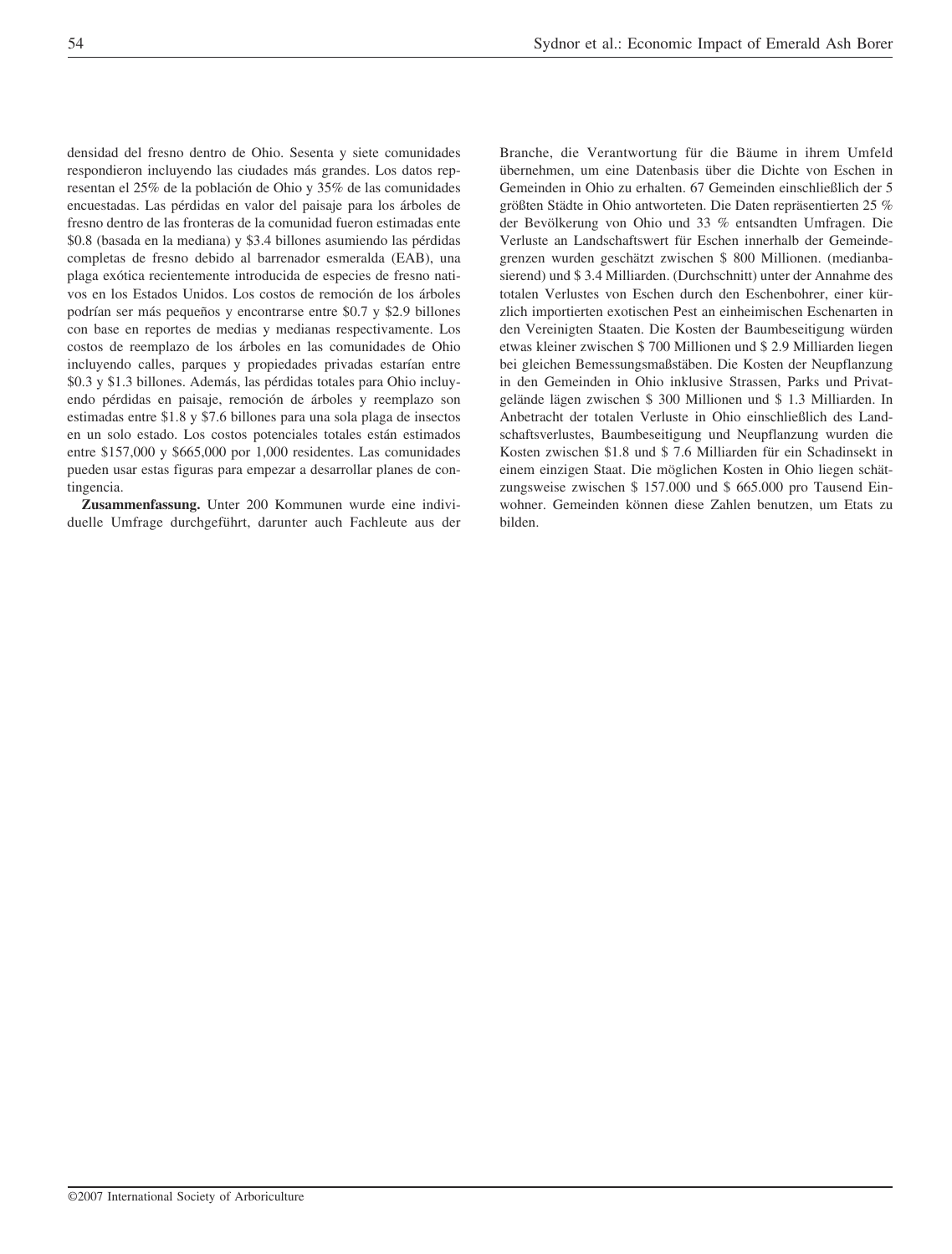densidad del fresno dentro de Ohio. Sesenta y siete comunidades respondieron incluyendo las ciudades más grandes. Los datos representan el 25% de la población de Ohio y 35% de las comunidades encuestadas. Las pérdidas en valor del paisaje para los árboles de fresno dentro de las fronteras de la comunidad fueron estimadas ente $0.8 (basada en la mediana) y $3.4 billones asumiendo las pérdidas completas de fresno debido al barrenador esmeralda (EAB), una plaga exótica recientemente introducida de especies de fresno nativos en los Estados Unidos. Los costos de remoción de los árboles podrían ser más pequeños y encontrarse entre $0.7 y $2.9 billones con base en reportes de medias y medianas respectivamente. Los costos de reemplazo de los árboles en las comunidades de Ohio incluyendo calles, parques y propiedades privadas estarían entre $0.3 y $1.3 billones. Además, las pérdidas totales para Ohio incluyendo pérdidas en paisaje, remoción de árboles y reemplazo son estimadas entre $1.8 y $7.6 billones para una sola plaga de insectos en un solo estado. Los costos potenciales totales están estimados entre $157,000 y $665,000 por 1,000 residentes. Las comunidades pueden usar estas figuras para empezar a desarrollar planes de contingencia.

**Zusammenfassung.** Unter 200 Kommunen wurde eine individuelle Umfrage durchgeführt, darunter auch Fachleute aus der Branche, die Verantwortung für die Bäume in ihrem Umfeld übernehmen, um eine Datenbasis über die Dichte von Eschen in Gemeinden in Ohio zu erhalten. 67 Gemeinden einschließlich der 5 größten Städte in Ohio antworteten. Die Daten repräsentierten 25 % der Bevölkerung von Ohio und 33 % entsandten Umfragen. Die Verluste an Landschaftswert für Eschen innerhalb der Gemeindegrenzen wurden geschätzt zwischen $ 800 Millionen. (medianbasierend) und $ 3.4 Milliarden. (Durchschnitt) unter der Annahme des totalen Verlustes von Eschen durch den Eschenbohrer, einer kürzlich importierten exotischen Pest an einheimischen Eschenarten in den Vereinigten Staaten. Die Kosten der Baumbeseitigung würden etwas kleiner zwischen $ 700 Millionen und $ 2.9 Milliarden liegen bei gleichen Bemessungsmaßstäben. Die Kosten der Neupflanzung in den Gemeinden in Ohio inklusive Strassen, Parks und Privatgelände lägen zwischen $ 300 Millionen und $ 1.3 Milliarden. In Anbetracht der totalen Verluste in Ohio einschließlich des Landschaftsverlustes, Baumbeseitigung und Neupflanzung wurden die Kosten zwischen $1.8 und $ 7.6 Milliarden für ein Schadinsekt in einem einzigen Staat. Die möglichen Kosten in Ohio liegen schätzungsweise zwischen $ 157.000 und $ 665.000 pro Tausend Einwohner. Gemeinden können diese Zahlen benutzen, um Etats zu bilden.